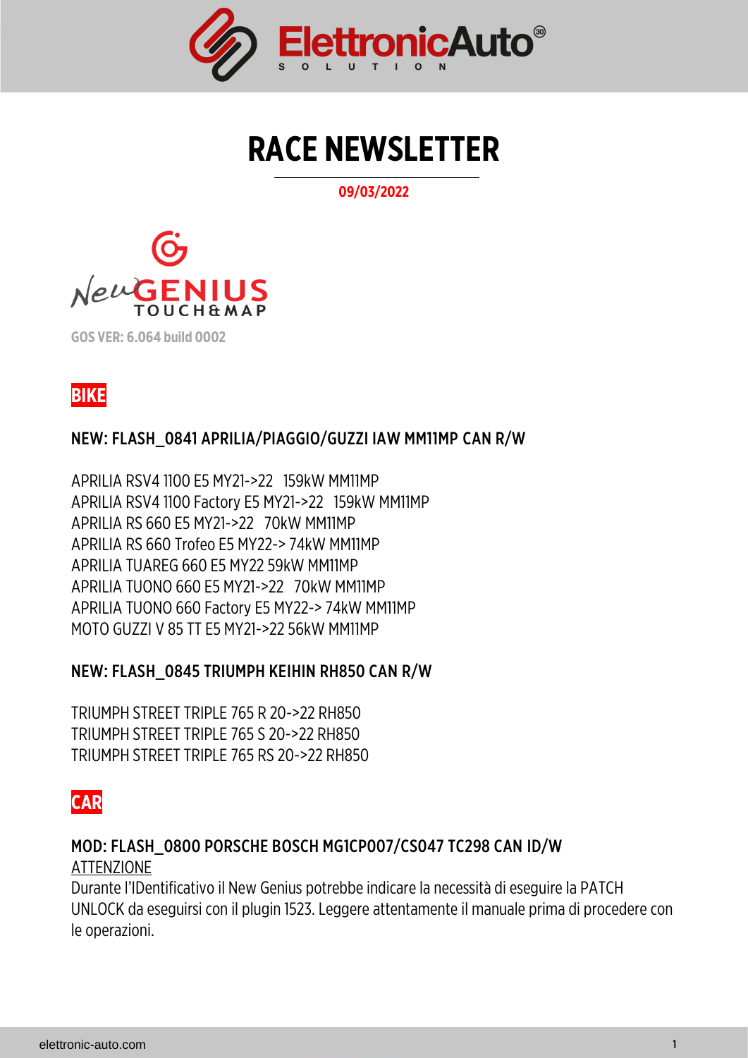# RACE NEWSLETTER

**09/03/2022**

NewGENIUS TOUCH&MAP

GOS VER: 6.064 build 0002

## BIKE

### NEW: FLASH_0841 APRILIA/PIAGGIO/GUZZI IAW MM11MP CAN R/W

APRILIA RSV4 1100 E5 MY21->22 159kW MM11MP
APRILIA RSV4 1100 Factory E5 MY21->22 159kW MM11MP
APRILIA RS 660 E5 MY21->22 70kW MM11MP
APRILIA RS 660 Trofeo E5 MY22-> 74kW MM11MP
APRILIA TUAREG 660 E5 MY22 59kW MM11MP
APRILIA TUONO 660 E5 MY21->22 70kW MM11MP
APRILIA TUONO 660 Factory E5 MY22-> 74kW MM11MP
MOTO GUZZI V 85 TT E5 MY21->22 56kW MM11MP

### NEW: FLASH_0845 TRIUMPH KEIHIN RH850 CAN R/W

TRIUMPH STREET TRIPLE 765 R 20->22 RH850
TRIUMPH STREET TRIPLE 765 S 20->22 RH850
TRIUMPH STREET TRIPLE 765 RS 20->22 RH850

## CAR

### MOD: FLASH_0800 PORSCHE BOSCH MG1CP007/CS047 TC298 CAN ID/W

ATTENZIONE

Durante l'IDentificativo il New Genius potrebbe indicare la necessità di eseguire la PATCH UNLOCK da eseguirsi con il plugin 1523. Leggere attentamente il manuale prima di procedere con le operazioni.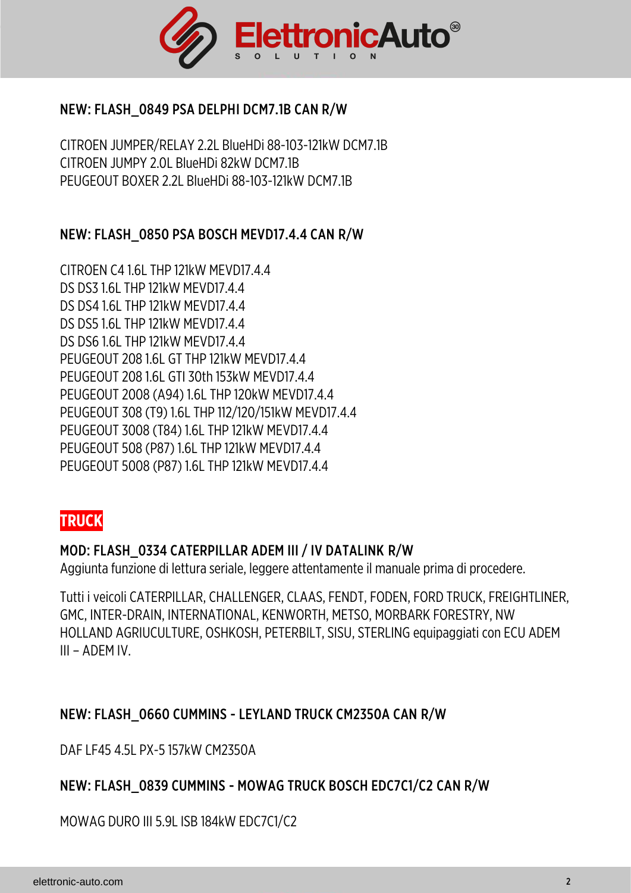## NEW: FLASH_0849 PSA DELPHI DCM7.1B CAN R/W

CITROEN JUMPER/RELAY 2.2L BlueHDi 88-103-121kW DCM7.1B
CITROEN JUMPY 2.0L BlueHDi 82kW DCM7.1B
PEUGEOUT BOXER 2.2L BlueHDi 88-103-121kW DCM7.1B

## NEW: FLASH_0850 PSA BOSCH MEVD17.4.4 CAN R/W

CITROEN C4 1.6L THP 121kW MEVD17.4.4
DS DS3 1.6L THP 121kW MEVD17.4.4
DS DS4 1.6L THP 121kW MEVD17.4.4
DS DS5 1.6L THP 121kW MEVD17.4.4
DS DS6 1.6L THP 121kW MEVD17.4.4
PEUGEOUT 208 1.6L GT THP 121kW MEVD17.4.4
PEUGEOUT 208 1.6L GTI 30th 153kW MEVD17.4.4
PEUGEOUT 2008 (A94) 1.6L THP 120kW MEVD17.4.4
PEUGEOUT 308 (T9) 1.6L THP 112/120/151kW MEVD17.4.4
PEUGEOUT 3008 (T84) 1.6L THP 121kW MEVD17.4.4
PEUGEOUT 508 (P87) 1.6L THP 121kW MEVD17.4.4
PEUGEOUT 5008 (P87) 1.6L THP 121kW MEVD17.4.4

# TRUCK

## MOD: FLASH_0334 CATERPILLAR ADEM III / IV DATALINK R/W

Aggiunta funzione di lettura seriale, leggere attentamente il manuale prima di procedere.

Tutti i veicoli CATERPILLAR, CHALLENGER, CLAAS, FENDT, FODEN, FORD TRUCK, FREIGHTLINER, GMC, INTER-DRAIN, INTERNATIONAL, KENWORTH, METSO, MORBARK FORESTRY, NW HOLLAND AGRIUCULTURE, OSHKOSH, PETERBILT, SISU, STERLING equipaggiati con ECU ADEM III – ADEM IV.

## NEW: FLASH_0660 CUMMINS - LEYLAND TRUCK CM2350A CAN R/W

DAF LF45 4.5L PX-5 157kW CM2350A

## NEW: FLASH_0839 CUMMINS - MOWAG TRUCK BOSCH EDC7C1/C2 CAN R/W

MOWAG DURO III 5.9L ISB 184kW EDC7C1/C2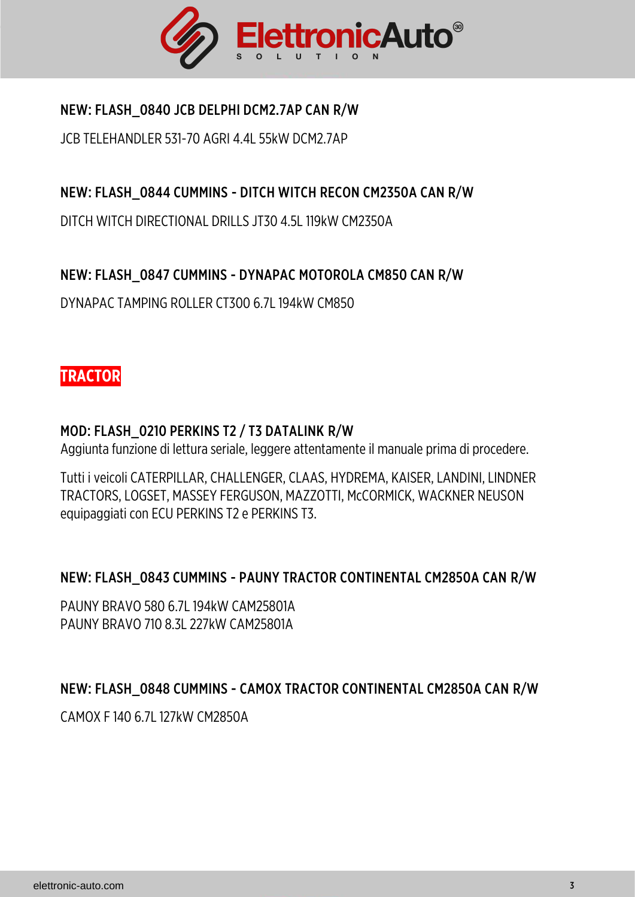### NEW: FLASH_0840 JCB DELPHI DCM2.7AP CAN R/W

JCB TELEHANDLER 531-70 AGRI 4.4L 55kW DCM2.7AP

### NEW: FLASH_0844 CUMMINS - DITCH WITCH RECON CM2350A CAN R/W

DITCH WITCH DIRECTIONAL DRILLS JT30 4.5L 119kW CM2350A

### NEW: FLASH_0847 CUMMINS - DYNAPAC MOTOROLA CM850 CAN R/W

DYNAPAC TAMPING ROLLER CT300 6.7L 194kW CM850

## TRACTOR

### MOD: FLASH_0210 PERKINS T2 / T3 DATALINK R/W

Aggiunta funzione di lettura seriale, leggere attentamente il manuale prima di procedere.

Tutti i veicoli CATERPILLAR, CHALLENGER, CLAAS, HYDREMA, KAISER, LANDINI, LINDNER TRACTORS, LOGSET, MASSEY FERGUSON, MAZZOTTI, McCORMICK, WACKNER NEUSON equipaggiati con ECU PERKINS T2 e PERKINS T3.

### NEW: FLASH_0843 CUMMINS - PAUNY TRACTOR CONTINENTAL CM2850A CAN R/W

PAUNY BRAVO 580 6.7L 194kW CAM25801A
PAUNY BRAVO 710 8.3L 227kW CAM25801A

### NEW: FLASH_0848 CUMMINS - CAMOX TRACTOR CONTINENTAL CM2850A CAN R/W

CAMOX F 140 6.7L 127kW CM2850A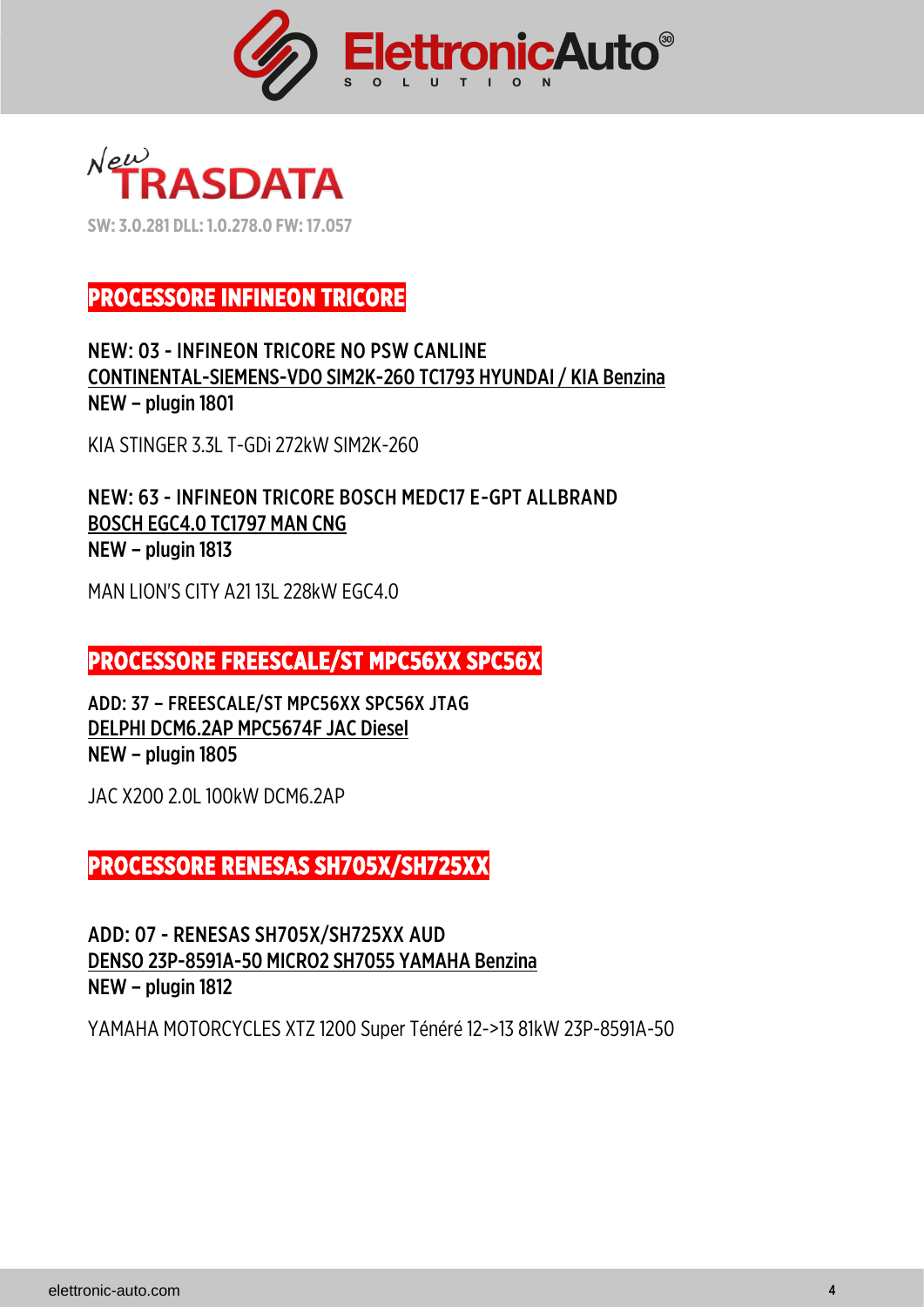New **TRASDATA**

SW: 3.0.281 DLL: 1.0.278.0 FW: 17.057

## PROCESSORE INFINEON TRICORE

**NEW: 03 - INFINEON TRICORE NO PSW CANLINE**
**CONTINENTAL-SIEMENS-VDO SIM2K-260 TC1793 HYUNDAI / KIA Benzina**
**NEW – plugin 1801**

KIA STINGER 3.3L T-GDi 272kW SIM2K-260

**NEW: 63 - INFINEON TRICORE BOSCH MEDC17 E-GPT ALLBRAND**
**BOSCH EGC4.0 TC1797 MAN CNG**
**NEW – plugin 1813**

MAN LION'S CITY A21 13L 228kW EGC4.0

## PROCESSORE FREESCALE/ST MPC56XX SPC56X

**ADD: 37 – FREESCALE/ST MPC56XX SPC56X JTAG**
**DELPHI DCM6.2AP MPC5674F JAC Diesel**
**NEW – plugin 1805**

JAC X200 2.0L 100kW DCM6.2AP

## PROCESSORE RENESAS SH705X/SH725XX

**ADD: 07 - RENESAS SH705X/SH725XX AUD**
**DENSO 23P-8591A-50 MICRO2 SH7055 YAMAHA Benzina**
**NEW – plugin 1812**

YAMAHA MOTORCYCLES XTZ 1200 Super Ténéré 12->13 81kW 23P-8591A-50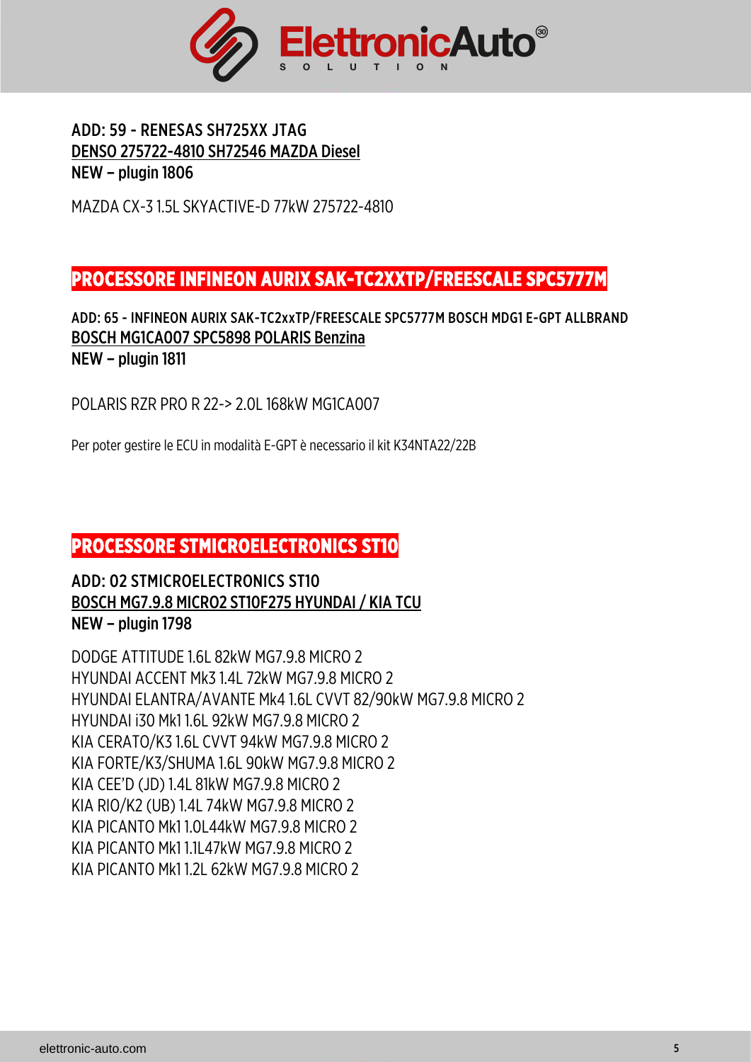**ADD: 59 - RENESAS SH725XX JTAG**
**DENSO 275722-4810 SH72546 MAZDA Diesel**
**NEW – plugin 1806**

MAZDA CX-3 1.5L SKYACTIVE-D 77kW 275722-4810

## PROCESSORE INFINEON AURIX SAK-TC2XXTP/FREESCALE SPC5777M

**ADD: 65 - INFINEON AURIX SAK-TC2xxTP/FREESCALE SPC5777M BOSCH MDG1 E-GPT ALLBRAND**
**BOSCH MG1CA007 SPC5898 POLARIS Benzina**
**NEW – plugin 1811**

POLARIS RZR PRO R 22-> 2.0L 168kW MG1CA007

Per poter gestire le ECU in modalità E-GPT è necessario il kit K34NTA22/22B

## PROCESSORE STMICROELECTRONICS ST10

**ADD: 02 STMICROELECTRONICS ST10**
**BOSCH MG7.9.8 MICRO2 ST10F275 HYUNDAI / KIA TCU**
**NEW – plugin 1798**

DODGE ATTITUDE 1.6L 82kW MG7.9.8 MICRO 2
HYUNDAI ACCENT Mk3 1.4L 72kW MG7.9.8 MICRO 2
HYUNDAI ELANTRA/AVANTE Mk4 1.6L CVVT 82/90kW MG7.9.8 MICRO 2
HYUNDAI i30 Mk1 1.6L 92kW MG7.9.8 MICRO 2
KIA CERATO/K3 1.6L CVVT 94kW MG7.9.8 MICRO 2
KIA FORTE/K3/SHUMA 1.6L 90kW MG7.9.8 MICRO 2
KIA CEE'D (JD) 1.4L 81kW MG7.9.8 MICRO 2
KIA RIO/K2 (UB) 1.4L 74kW MG7.9.8 MICRO 2
KIA PICANTO Mk1 1.0L44kW MG7.9.8 MICRO 2
KIA PICANTO Mk1 1.1L47kW MG7.9.8 MICRO 2
KIA PICANTO Mk1 1.2L 62kW MG7.9.8 MICRO 2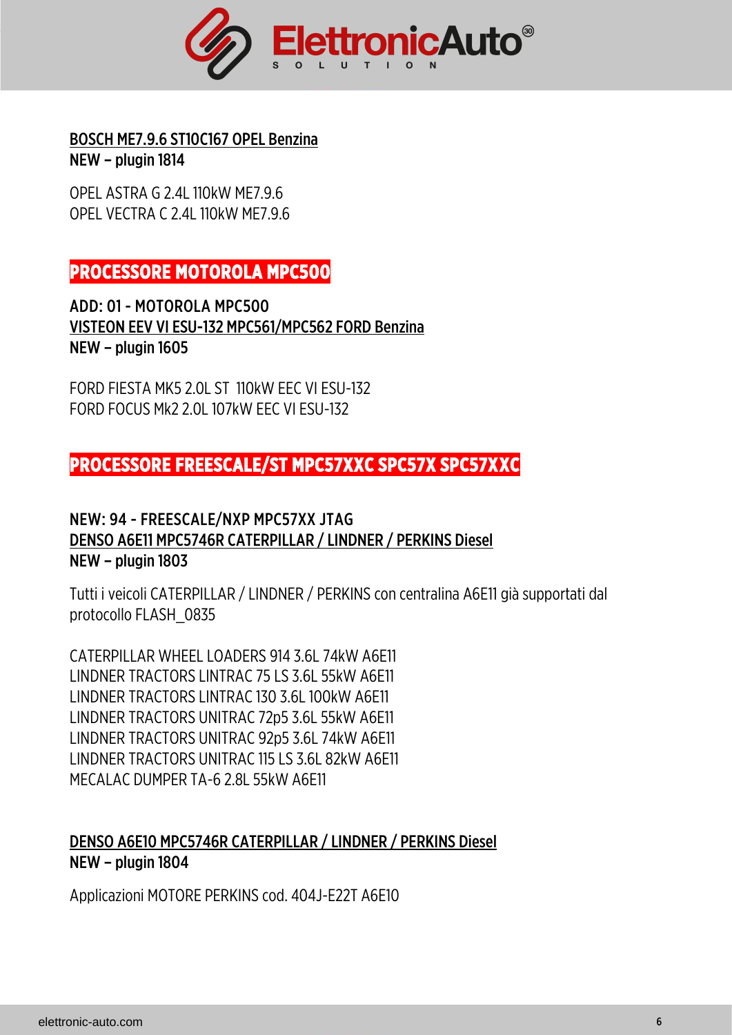BOSCH ME7.9.6 ST10C167 OPEL Benzina
**NEW – plugin 1814**

OPEL ASTRA G 2.4L 110kW ME7.9.6
OPEL VECTRA C 2.4L 110kW ME7.9.6

## PROCESSORE MOTOROLA MPC500

**ADD: 01 - MOTOROLA MPC500**
VISTEON EEV VI ESU-132 MPC561/MPC562 FORD Benzina
**NEW – plugin 1605**

FORD FIESTA MK5 2.0L ST 110kW EEC VI ESU-132
FORD FOCUS Mk2 2.0L 107kW EEC VI ESU-132

## PROCESSORE FREESCALE/ST MPC57XXC SPC57X SPC57XXC

**NEW: 94 - FREESCALE/NXP MPC57XX JTAG**
DENSO A6E11 MPC5746R CATERPILLAR / LINDNER / PERKINS Diesel
**NEW – plugin 1803**

Tutti i veicoli CATERPILLAR / LINDNER / PERKINS con centralina A6E11 già supportati dal protocollo FLASH_0835

CATERPILLAR WHEEL LOADERS 914 3.6L 74kW A6E11
LINDNER TRACTORS LINTRAC 75 LS 3.6L 55kW A6E11
LINDNER TRACTORS LINTRAC 130 3.6L 100kW A6E11
LINDNER TRACTORS UNITRAC 72p5 3.6L 55kW A6E11
LINDNER TRACTORS UNITRAC 92p5 3.6L 74kW A6E11
LINDNER TRACTORS UNITRAC 115 LS 3.6L 82kW A6E11
MECALAC DUMPER TA-6 2.8L 55kW A6E11

DENSO A6E10 MPC5746R CATERPILLAR / LINDNER / PERKINS Diesel
**NEW – plugin 1804**

Applicazioni MOTORE PERKINS cod. 404J-E22T A6E10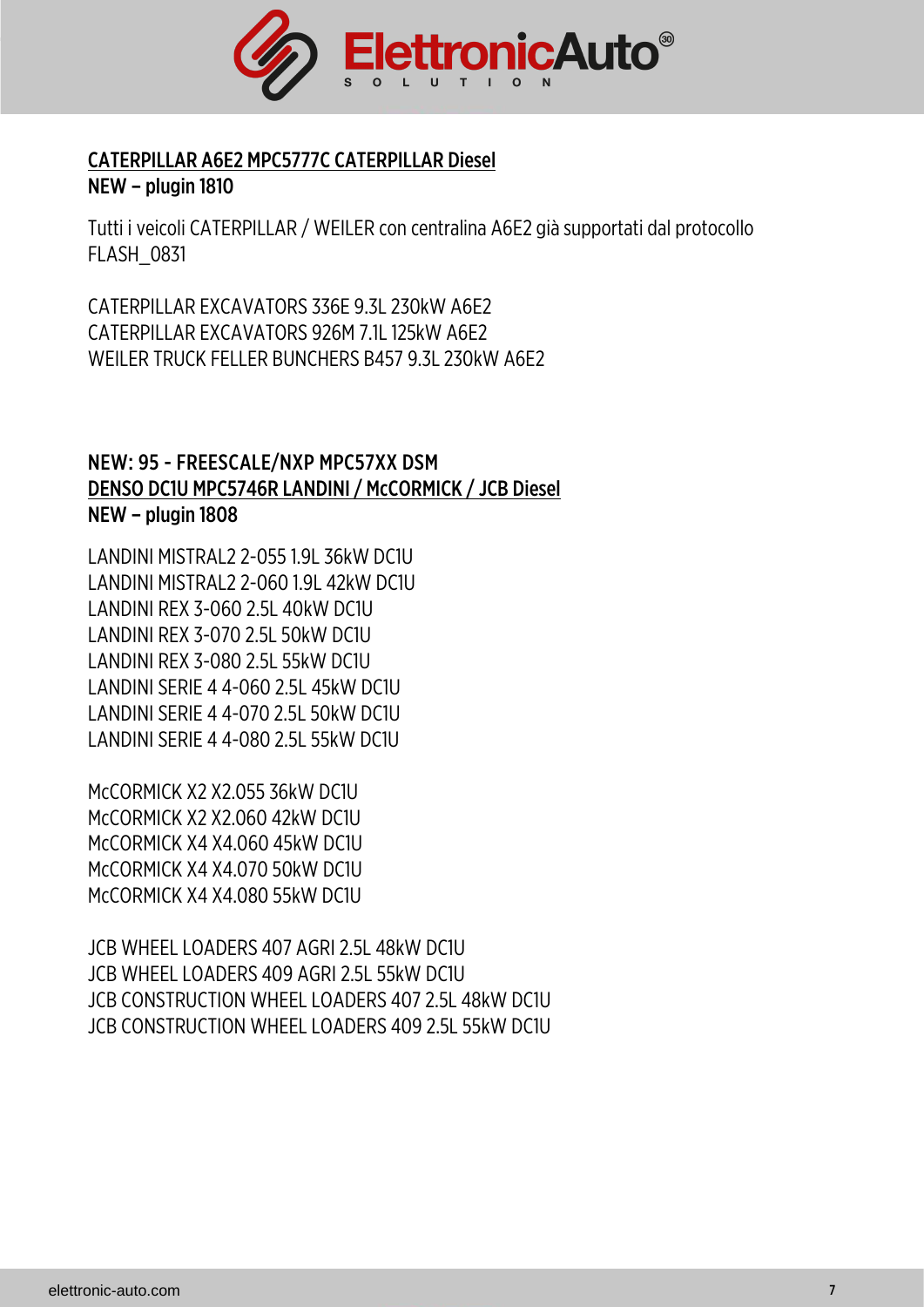**<u>CATERPILLAR A6E2 MPC5777C CATERPILLAR Diesel</u>**
**NEW – plugin 1810**

Tutti i veicoli CATERPILLAR / WEILER con centralina A6E2 già supportati dal protocollo FLASH_0831

CATERPILLAR EXCAVATORS 336E 9.3L 230kW A6E2
CATERPILLAR EXCAVATORS 926M 7.1L 125kW A6E2
WEILER TRUCK FELLER BUNCHERS B457 9.3L 230kW A6E2

**NEW: 95 - FREESCALE/NXP MPC57XX DSM**
**<u>DENSO DC1U MPC5746R LANDINI / McCORMICK / JCB Diesel</u>**
**NEW – plugin 1808**

LANDINI MISTRAL2 2-055 1.9L 36kW DC1U
LANDINI MISTRAL2 2-060 1.9L 42kW DC1U
LANDINI REX 3-060 2.5L 40kW DC1U
LANDINI REX 3-070 2.5L 50kW DC1U
LANDINI REX 3-080 2.5L 55kW DC1U
LANDINI SERIE 4 4-060 2.5L 45kW DC1U
LANDINI SERIE 4 4-070 2.5L 50kW DC1U
LANDINI SERIE 4 4-080 2.5L 55kW DC1U

McCORMICK X2 X2.055 36kW DC1U
McCORMICK X2 X2.060 42kW DC1U
McCORMICK X4 X4.060 45kW DC1U
McCORMICK X4 X4.070 50kW DC1U
McCORMICK X4 X4.080 55kW DC1U

JCB WHEEL LOADERS 407 AGRI 2.5L 48kW DC1U
JCB WHEEL LOADERS 409 AGRI 2.5L 55kW DC1U
JCB CONSTRUCTION WHEEL LOADERS 407 2.5L 48kW DC1U
JCB CONSTRUCTION WHEEL LOADERS 409 2.5L 55kW DC1U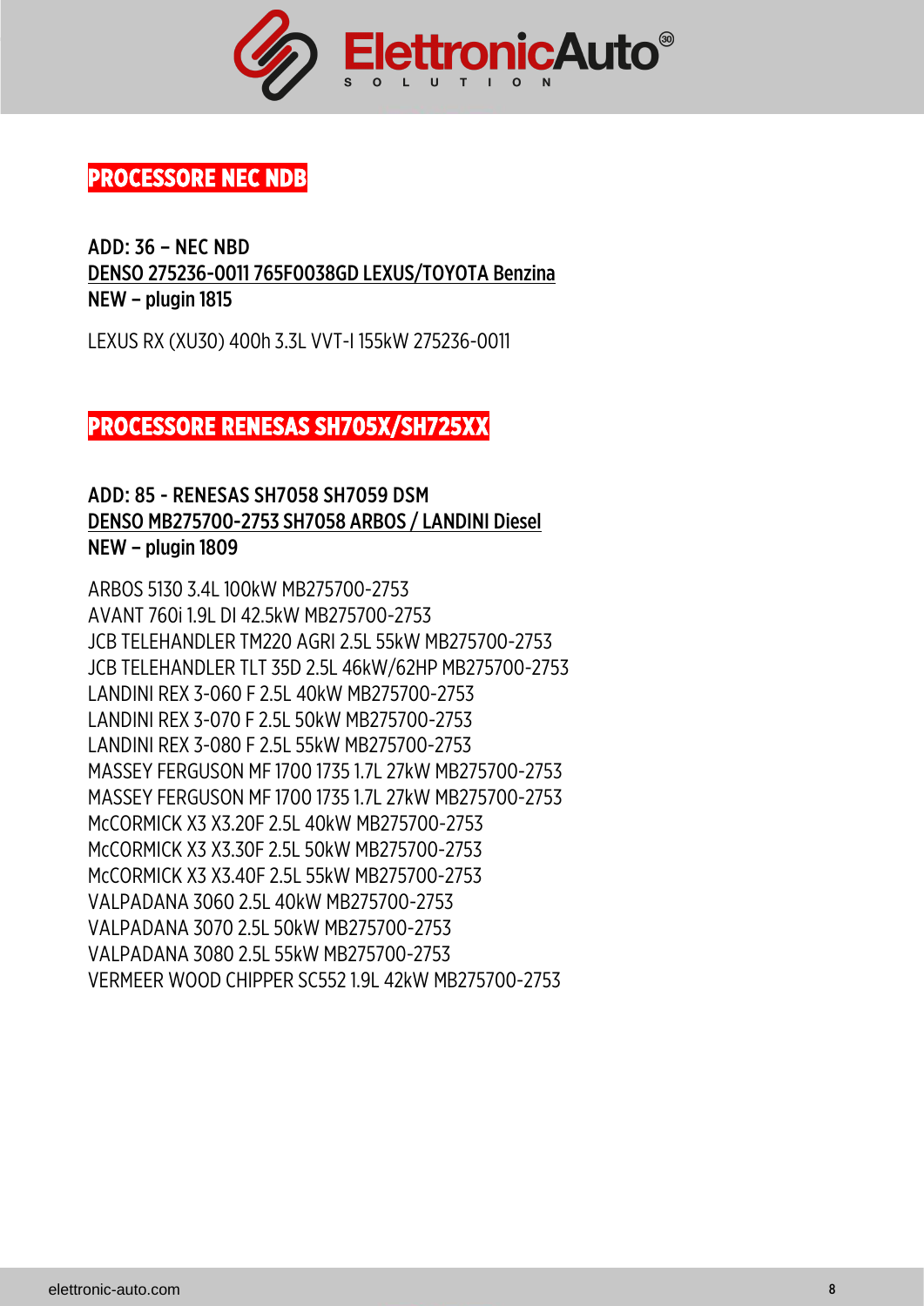## PROCESSORE NEC NDB

**ADD: 36 – NEC NBD**
**DENSO 275236-0011 765F0038GD LEXUS/TOYOTA Benzina**
**NEW – plugin 1815**

LEXUS RX (XU30) 400h 3.3L VVT-I 155kW 275236-0011

## PROCESSORE RENESAS SH705X/SH725XX

**ADD: 85 - RENESAS SH7058 SH7059 DSM**
**DENSO MB275700-2753 SH7058 ARBOS / LANDINI Diesel**
**NEW – plugin 1809**

ARBOS 5130 3.4L 100kW MB275700-2753
AVANT 760i 1.9L DI 42.5kW MB275700-2753
JCB TELEHANDLER TM220 AGRI 2.5L 55kW MB275700-2753
JCB TELEHANDLER TLT 35D 2.5L 46kW/62HP MB275700-2753
LANDINI REX 3-060 F 2.5L 40kW MB275700-2753
LANDINI REX 3-070 F 2.5L 50kW MB275700-2753
LANDINI REX 3-080 F 2.5L 55kW MB275700-2753
MASSEY FERGUSON MF 1700 1735 1.7L 27kW MB275700-2753
MASSEY FERGUSON MF 1700 1735 1.7L 27kW MB275700-2753
McCORMICK X3 X3.20F 2.5L 40kW MB275700-2753
McCORMICK X3 X3.30F 2.5L 50kW MB275700-2753
McCORMICK X3 X3.40F 2.5L 55kW MB275700-2753
VALPADANA 3060 2.5L 40kW MB275700-2753
VALPADANA 3070 2.5L 50kW MB275700-2753
VALPADANA 3080 2.5L 55kW MB275700-2753
VERMEER WOOD CHIPPER SC552 1.9L 42kW MB275700-2753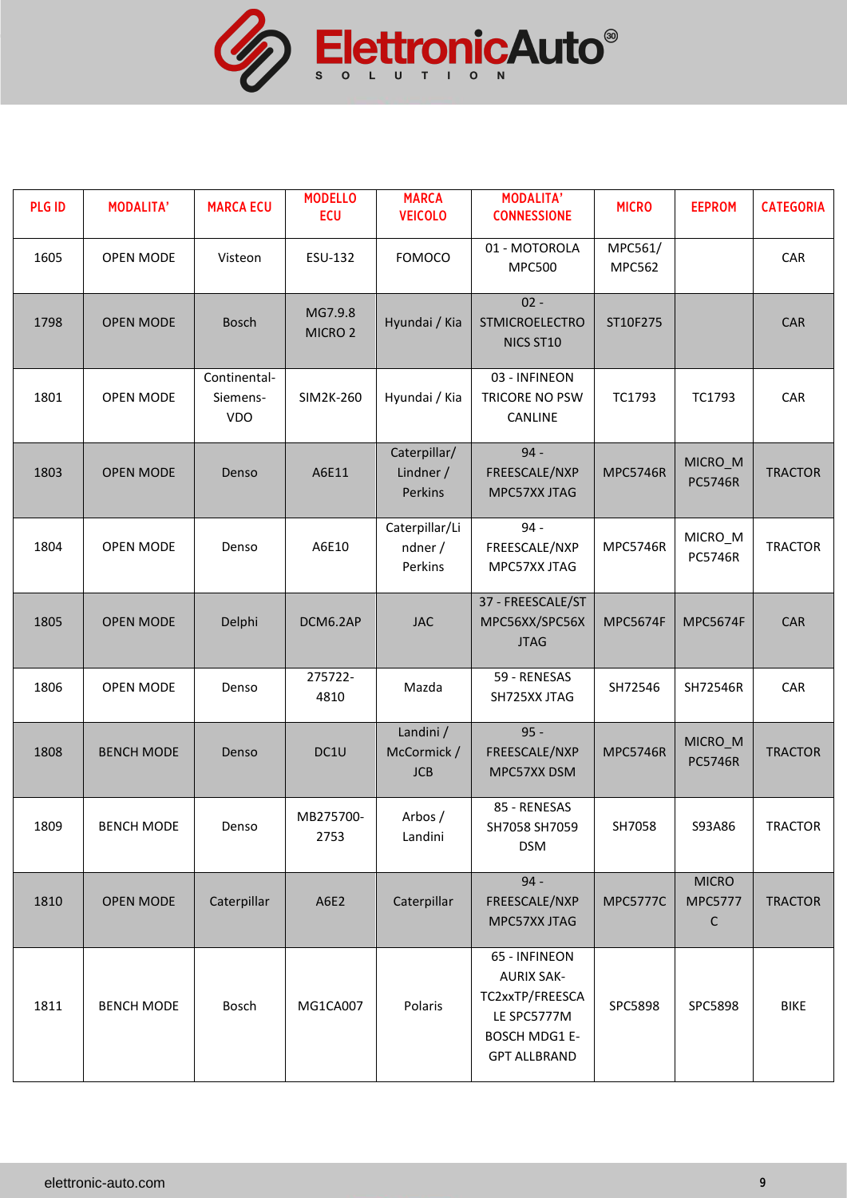| PLG ID | MODALITA' | MARCA ECU | MODELLO ECU | MARCA VEICOLO | MODALITA' CONNESSIONE | MICRO | EEPROM | CATEGORIA |
|---|---|---|---|---|---|---|---|---|
| 1605 | OPEN MODE | Visteon | ESU-132 | FOMOCO | 01 - MOTOROLA MPC500 | MPC561/ MPC562 | | CAR |
| 1798 | OPEN MODE | Bosch | MG7.9.8 MICRO 2 | Hyundai / Kia | 02 - STMICROELECTRONICS ST10 | ST10F275 | | CAR |
| 1801 | OPEN MODE | Continental-Siemens-VDO | SIM2K-260 | Hyundai / Kia | 03 - INFINEON TRICORE NO PSW CANLINE | TC1793 | TC1793 | CAR |
| 1803 | OPEN MODE | Denso | A6E11 | Caterpillar/ Lindner / Perkins | 94 - FREESCALE/NXP MPC57XX JTAG | MPC5746R | MICRO_MPC5746R | TRACTOR |
| 1804 | OPEN MODE | Denso | A6E10 | Caterpillar/Lindner / Perkins | 94 - FREESCALE/NXP MPC57XX JTAG | MPC5746R | MICRO_MPC5746R | TRACTOR |
| 1805 | OPEN MODE | Delphi | DCM6.2AP | JAC | 37 - FREESCALE/ST MPC56XX/SPC56X JTAG | MPC5674F | MPC5674F | CAR |
| 1806 | OPEN MODE | Denso | 275722-4810 | Mazda | 59 - RENESAS SH725XX JTAG | SH72546 | SH72546R | CAR |
| 1808 | BENCH MODE | Denso | DC1U | Landini / McCormick / JCB | 95 - FREESCALE/NXP MPC57XX DSM | MPC5746R | MICRO_MPC5746R | TRACTOR |
| 1809 | BENCH MODE | Denso | MB275700-2753 | Arbos / Landini | 85 - RENESAS SH7058 SH7059 DSM | SH7058 | S93A86 | TRACTOR |
| 1810 | OPEN MODE | Caterpillar | A6E2 | Caterpillar | 94 - FREESCALE/NXP MPC57XX JTAG | MPC5777C | MICRO MPC5777C | TRACTOR |
| 1811 | BENCH MODE | Bosch | MG1CA007 | Polaris | 65 - INFINEON AURIX SAK-TC2xxTP/FREESCALE SPC5777M BOSCH MDG1 E-GPT ALLBRAND | SPC5898 | SPC5898 | BIKE |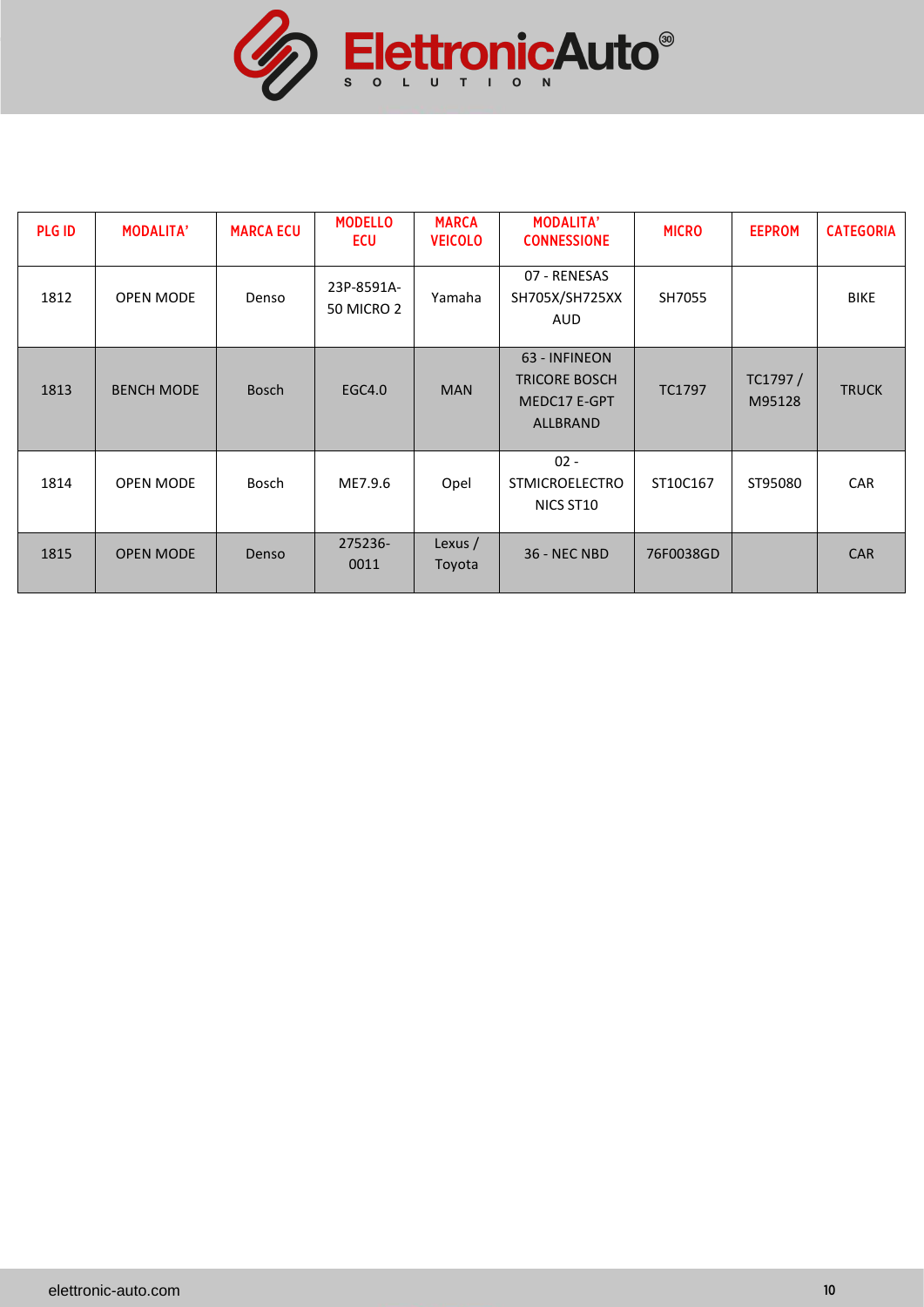| PLG ID | MODALITA' | MARCA ECU | MODELLO ECU | MARCA VEICOLO | MODALITA' CONNESSIONE | MICRO | EEPROM | CATEGORIA |
|---|---|---|---|---|---|---|---|---|
| 1812 | OPEN MODE | Denso | 23P-8591A-50 MICRO 2 | Yamaha | 07 - RENESAS SH705X/SH725XX AUD | SH7055 | | BIKE |
| 1813 | BENCH MODE | Bosch | EGC4.0 | MAN | 63 - INFINEON TRICORE BOSCH MEDC17 E-GPT ALLBRAND | TC1797 | TC1797 / M95128 | TRUCK |
| 1814 | OPEN MODE | Bosch | ME7.9.6 | Opel | 02 - STMICROELECTRONICS ST10 | ST10C167 | ST95080 | CAR |
| 1815 | OPEN MODE | Denso | 275236-0011 | Lexus / Toyota | 36 - NEC NBD | 76F0038GD | | CAR |